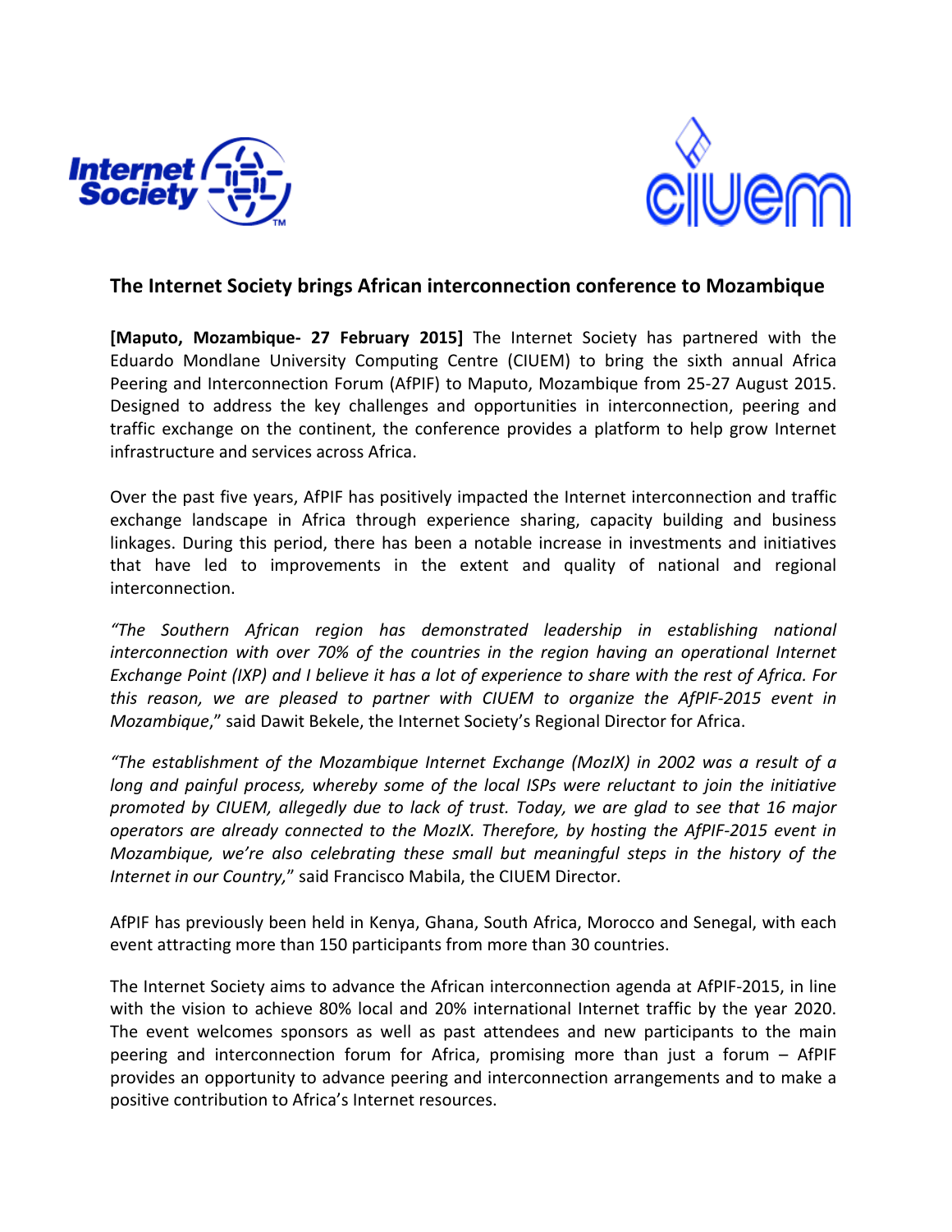## The Internet Society brings African interconnection conference to Mozambique

**[Maputo, Mozambique- 27 February 2015]** The Internet Society has partnered with the Eduardo Mondlane University Computing Centre (CIUEM) to bring the sixth annual Africa Peering and Interconnection Forum (AfPIF) to Maputo, Mozambique from 25-27 August 2015. Designed to address the key challenges and opportunities in interconnection, peering and traffic exchange on the continent, the conference provides a platform to help grow Internet infrastructure and services across Africa.

Over the past five years, AfPIF has positively impacted the Internet interconnection and traffic exchange landscape in Africa through experience sharing, capacity building and business linkages. During this period, there has been a notable increase in investments and initiatives that have led to improvements in the extent and quality of national and regional interconnection.

*"The Southern African region has demonstrated leadership in establishing national interconnection with over 70% of the countries in the region having an operational Internet Exchange Point (IXP) and I believe it has a lot of experience to share with the rest of Africa. For this reason, we are pleased to partner with CIUEM to organize the AfPIF-2015 event in Mozambique*," said Dawit Bekele, the Internet Society's Regional Director for Africa.

*"The establishment of the Mozambique Internet Exchange (MozIX) in 2002 was a result of a long and painful process, whereby some of the local ISPs were reluctant to join the initiative promoted by CIUEM, allegedly due to lack of trust. Today, we are glad to see that 16 major operators are already connected to the MozIX. Therefore, by hosting the AfPIF-2015 event in Mozambique, we're also celebrating these small but meaningful steps in the history of the Internet in our Country,*" said Francisco Mabila, the CIUEM Director*.*

AfPIF has previously been held in Kenya, Ghana, South Africa, Morocco and Senegal, with each event attracting more than 150 participants from more than 30 countries.

The Internet Society aims to advance the African interconnection agenda at AfPIF-2015, in line with the vision to achieve 80% local and 20% international Internet traffic by the year 2020. The event welcomes sponsors as well as past attendees and new participants to the main peering and interconnection forum for Africa, promising more than just a forum – AfPIF provides an opportunity to advance peering and interconnection arrangements and to make a positive contribution to Africa's Internet resources.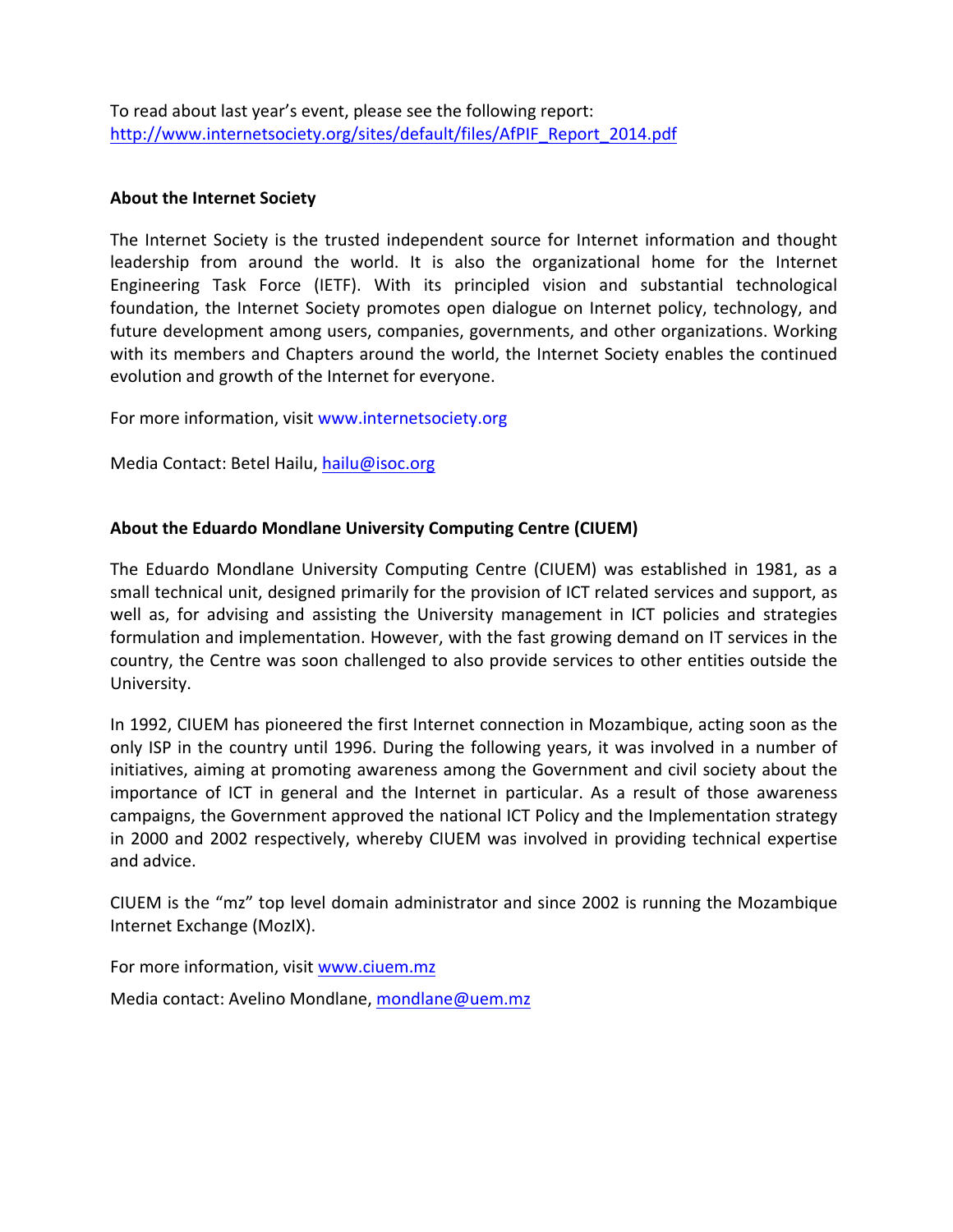To read about last year's event, please see the following report:
http://www.internetsociety.org/sites/default/files/AfPIF_Report_2014.pdf

**About the Internet Society**

The Internet Society is the trusted independent source for Internet information and thought leadership from around the world. It is also the organizational home for the Internet Engineering Task Force (IETF). With its principled vision and substantial technological foundation, the Internet Society promotes open dialogue on Internet policy, technology, and future development among users, companies, governments, and other organizations. Working with its members and Chapters around the world, the Internet Society enables the continued evolution and growth of the Internet for everyone.

For more information, visit www.internetsociety.org

Media Contact: Betel Hailu, hailu@isoc.org

**About the Eduardo Mondlane University Computing Centre (CIUEM)**

The Eduardo Mondlane University Computing Centre (CIUEM) was established in 1981, as a small technical unit, designed primarily for the provision of ICT related services and support, as well as, for advising and assisting the University management in ICT policies and strategies formulation and implementation. However, with the fast growing demand on IT services in the country, the Centre was soon challenged to also provide services to other entities outside the University.

In 1992, CIUEM has pioneered the first Internet connection in Mozambique, acting soon as the only ISP in the country until 1996. During the following years, it was involved in a number of initiatives, aiming at promoting awareness among the Government and civil society about the importance of ICT in general and the Internet in particular. As a result of those awareness campaigns, the Government approved the national ICT Policy and the Implementation strategy in 2000 and 2002 respectively, whereby CIUEM was involved in providing technical expertise and advice.

CIUEM is the "mz" top level domain administrator and since 2002 is running the Mozambique Internet Exchange (MozIX).

For more information, visit www.ciuem.mz

Media contact: Avelino Mondlane, mondlane@uem.mz